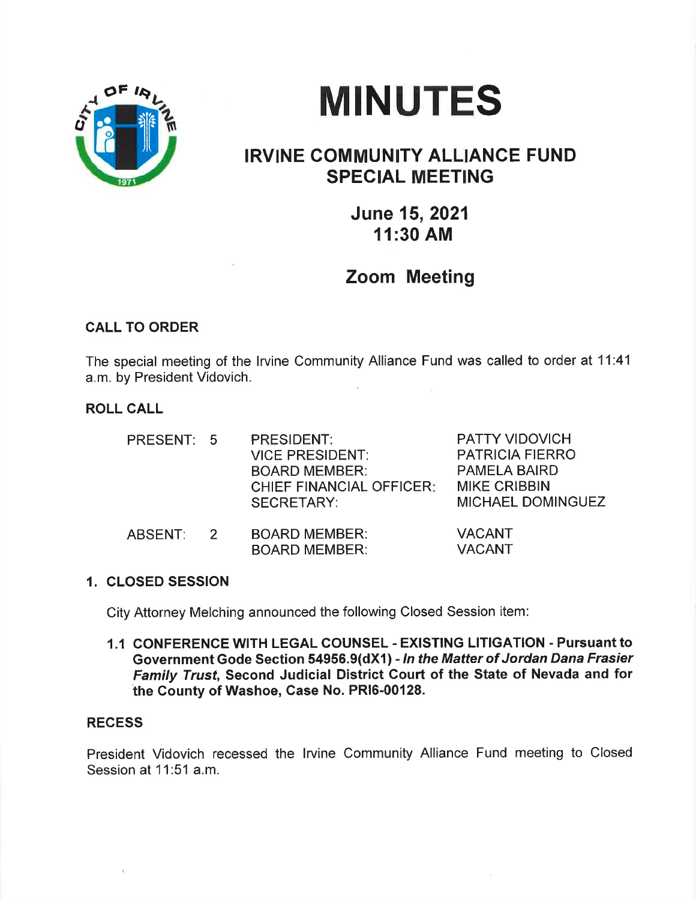# MINUTES

## IRVINE COMMUNITY ALLIANCE FUND SPECIAL MEETING

### June 15, 2021
### 11:30 AM

### Zoom Meeting

**CALL TO ORDER**

The special meeting of the Irvine Community Alliance Fund was called to order at 11:41 a.m. by President Vidovich.

**ROLL CALL**

| | | | |
|---|---|---|---|
| PRESENT: | 5 | PRESIDENT: | PATTY VIDOVICH |
| | | VICE PRESIDENT: | PATRICIA FIERRO |
| | | BOARD MEMBER: | PAMELA BAIRD |
| | | CHIEF FINANCIAL OFFICER: | MIKE CRIBBIN |
| | | SECRETARY: | MICHAEL DOMINGUEZ |
| ABSENT: | 2 | BOARD MEMBER: | VACANT |
| | | BOARD MEMBER: | VACANT |

**1. CLOSED SESSION**

City Attorney Melching announced the following Closed Session item:

**1.1 CONFERENCE WITH LEGAL COUNSEL - EXISTING LITIGATION - Pursuant to Government Gode Section 54956.9(dX1) - *In the Matter of Jordan Dana Frasier Family Trust*, Second Judicial District Court of the State of Nevada and for the County of Washoe, Case No. PRl6-00128.**

**RECESS**

President Vidovich recessed the Irvine Community Alliance Fund meeting to Closed Session at 11:51 a.m.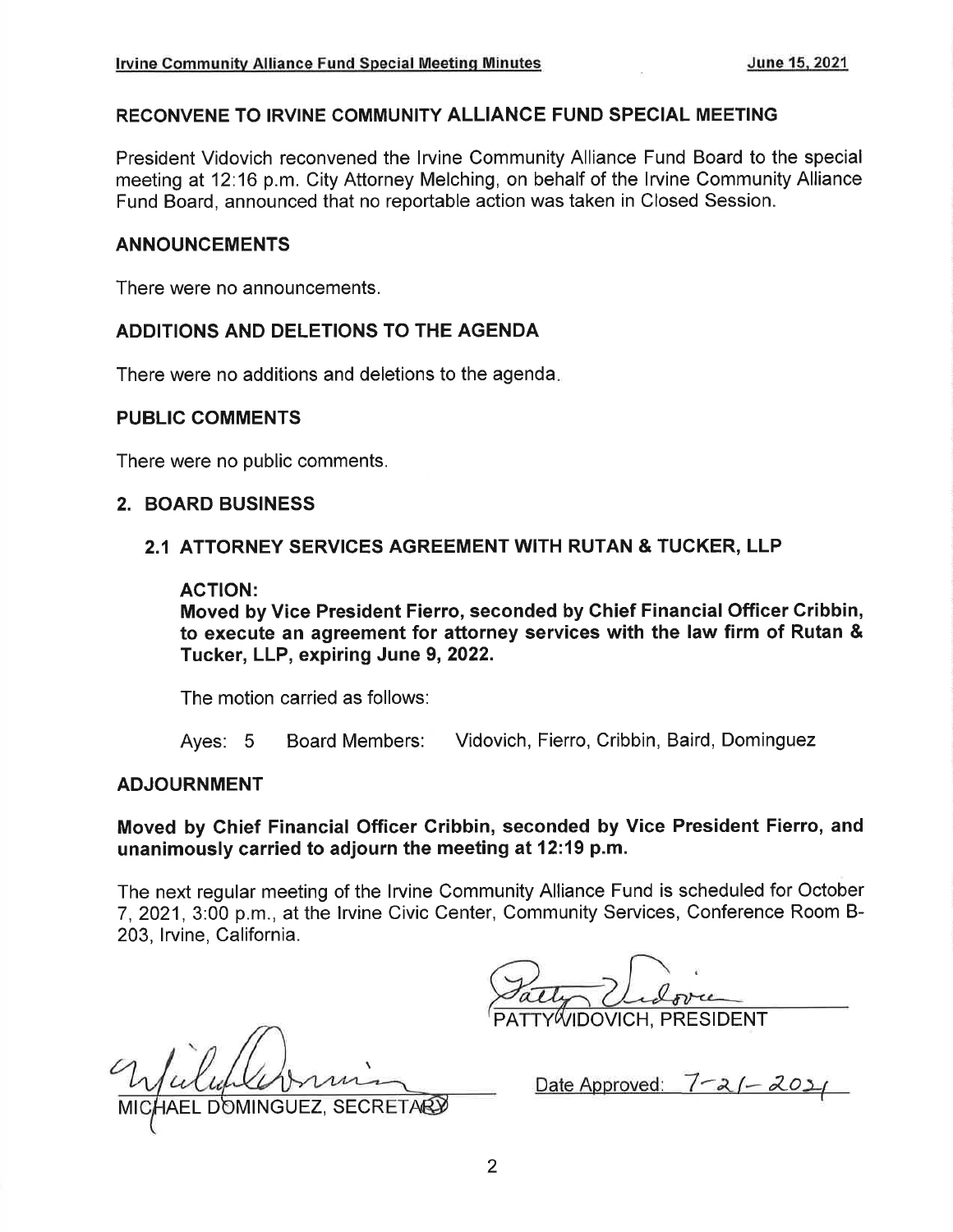## RECONVENE TO IRVINE COMMUNITY ALLIANCE FUND SPECIAL MEETING

President Vidovich reconvened the Irvine Community Alliance Fund Board to the special meeting at 12:16 p.m. City Attorney Melching, on behalf of the Irvine Community Alliance Fund Board, announced that no reportable action was taken in Closed Session.

## ANNOUNCEMENTS

There were no announcements.

## ADDITIONS AND DELETIONS TO THE AGENDA

There were no additions and deletions to the agenda.

## PUBLIC COMMENTS

There were no public comments.

## 2. BOARD BUSINESS

### 2.1 ATTORNEY SERVICES AGREEMENT WITH RUTAN & TUCKER, LLP

**ACTION:**
**Moved by Vice President Fierro, seconded by Chief Financial Officer Cribbin, to execute an agreement for attorney services with the law firm of Rutan & Tucker, LLP, expiring June 9, 2022.**

The motion carried as follows:

Ayes: 5 Board Members: Vidovich, Fierro, Cribbin, Baird, Dominguez

## ADJOURNMENT

**Moved by Chief Financial Officer Cribbin, seconded by Vice President Fierro, and unanimously carried to adjourn the meeting at 12:19 p.m.**

The next regular meeting of the Irvine Community Alliance Fund is scheduled for October 7, 2021, 3:00 p.m., at the Irvine Civic Center, Community Services, Conference Room B-203, Irvine, California.

PATTY VIDOVICH, PRESIDENT

MICHAEL DOMINGUEZ, SECRETARY

Date Approved: 7-21-2021